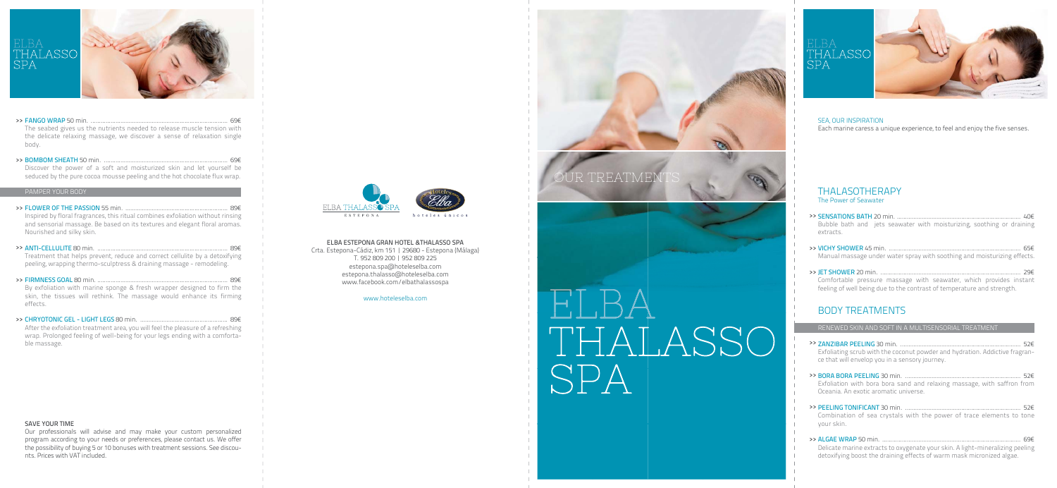# ELBA THALASSO SPA

>> **FANGO WRAP** 50 min. ........................................................................................ 69€
The seabed gives us the nutrients needed to release muscle tension with the delicate relaxing massage, we discover a sense of relaxation single body.

>> **BOMBOM SHEATH** 50 min. ........................................................................................ 69€
Discover the power of a soft and moisturized skin and let yourself be seduced by the pure cocoa mousse peeling and the hot chocolate flux wrap.

### PAMPER YOUR BODY

>> **FLOWER OF THE PASSION** 55 min. ........................................................................................ 89€
Inspired by floral fragrances, this ritual combines exfoliation without rinsing and sensorial massage. Be based on its textures and elegant floral aromas. Nourished and silky skin.

>> **ANTI-CELLULITE** 80 min. ........................................................................................ 89€
Treatment that helps prevent, reduce and correct cellulite by a detoxifying peeling, wrapping thermo-sculptress & draining massage - remodeling.

>> **FIRMNESS GOAL** 80 min. ........................................................................................ 89€
By exfoliation with marine sponge & fresh wrapper designed to firm the skin, the tissues will rethink. The massage would enhance its firming effects.

>> **CHRYOTONIC GEL - LIGHT LEGS** 80 min. ........................................................................................ 89€
After the exfoliation treatment area, you will feel the pleasure of a refreshing wrap. Prolonged feeling of well-being for your legs ending with a comfortable massage.

**SAVE YOUR TIME**
Our professionals will advise and may make your custom personalized program according to your needs or preferences, please contact us. We offer the possibility of buying 5 or 10 bonuses with treatment sessions. See discounts. Prices with VAT included.

ELBA THALASSO SPA — ESTEPONA | Hoteles Elba

**ELBA ESTEPONA GRAN HOTEL &THALASSO SPA**
Crta. Estepona-Cádiz, km 151 | 29680 - Estepona (Málaga)
T. 952 809 200 | 952 809 225
estepona.spa@hoteleselba.com
estepona.thalasso@hoteleselba.com
www.facebook.com/elbathalassospa

www.hoteleselba.com

# OUR TREATMENTS

# ELBA THALASSO SPA

# ELBA THALASSO SPA

**SEA, OUR INSPIRATION**
Each marine caress a unique experience, to feel and enjoy the five senses.

## THALASOTHERAPY
The Power of Seawater

>> **SENSATIONS BATH** 20 min. ........................................................................................ 40€
Bubble bath and jets seawater with moisturizing, soothing or draining extracts.

>> **VICHY SHOWER** 45 min. ........................................................................................ 65€
Manual massage under water spray with soothing and moisturizing effects.

>> **JET SHOWER** 20 min. ........................................................................................ 29€
Comfortable pressure massage with seawater, which provides instant feeling of well being due to the contrast of temperature and strength.

## BODY TREATMENTS

### RENEWED SKIN AND SOFT IN A MULTISENSORIAL TREATMENT

>> **ZANZIBAR PEELING** 30 min. ........................................................................................ 52€
Exfoliating scrub with the coconut powder and hydration. Addictive fragrance that will envelop you in a sensory journey.

>> **BORA BORA PEELING** 30 min. ........................................................................................ 52€
Exfoliation with bora bora sand and relaxing massage, with saffron from Oceania. An exotic aromatic universe.

>> **PEELING TONIFICANT** 30 min. ........................................................................................ 52€
Combination of sea crystals with the power of trace elements to tone your skin.

>> **ALGAE WRAP** 50 min. ........................................................................................ 69€
Delicate marine extracts to oxygenate your skin. A light-mineralizing peeling detoxifying boost the draining effects of warm mask micronized algae.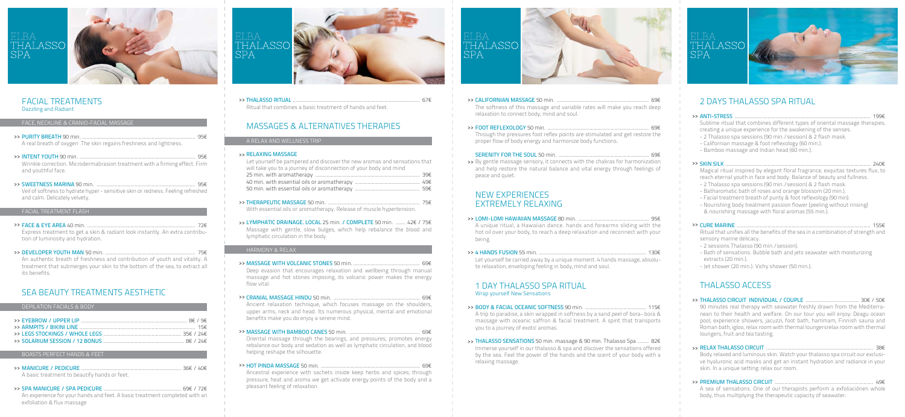# FACIAL TREATMENTS

Dazzling and Radiant

### FACE, NECKLINE & CRANIO-FACIAL MASSAGE

>> PURITY BREATH 90 min. .................................................... 95€
A real breath of oxygen .The skin regains freshness and lightness.

>> INTENT YOUTH 90 min. .................................................... 95€
Wrinkle correction. Microdermabrasion treatment with a firming effect. Firm and youthful face.

>> SWEETNESS MARINA 90 min. .................................................... 95€
Veil of softness to hydrate hyper – sensitive skin or redness. Feeling refreshed and calm. Delicately velvety.

### FACIAL TREATMENT FLASH

>> FACE & EYE AREA 40 min. .................................................... 72€
Express treatment to get a skin & radiant look instantly. An extra contribution of luminosity and hydration.

>> DEVELOPER YOUTH MAN 50 min. .................................................... 75€
An authentic breath of freshness and contribution of youth and vitality. A treatment that submerges your skin to the bottom of the sea, to extract all its benefits.

# SEA BEAUTY TREATMENTS AESTHETIC

### DEPILATION FACIALS & BODY

>> EYEBROW / UPPER LIP .................................................... 8€ / 9€
>> ARMPITS / BIKINI LINE .................................................... 15€
>> LEGS STOCKINGS / WHOLE LEGS .................................................... 35€ / 24€
>> SOLARIUM SESSION / 12 BONUS .................................................... 8€ / 24€

### BOASTS PERFECT HANDS & FEET

>> MANICURE / PEDICURE .................................................... 36€ / 40€
A basic treatment to beautify hands or feet.

>> SPA MANICURE / SPA PEDICURE .................................................... 69€ / 72€
An experience for your hands and feet. A basic treatment completed with an exfoliation & flux massage

>> THALASSO RITUAL .................................................... 67€
Ritual that combines a basic treatment of hands and feet.

# MASSAGES & ALTERNATIVES THERAPIES

### A RELAX AND WELLNESS TRIP

>> RELAXING MASSAGE
Let yourself be pampered and discover the new aromas and sensations that will take you to a journey of disconnection of your body and mind
25 min. with aromatherapy .................................................... 39€
40 min. with essential oils or aromatherapy .................................................... 49€
50 min. with essential oils or aromatherapy .................................................... 59€

>> THERAPEUTIC MASSAGE 50 min. .................................................... 75€
With essential oils or aromatherapy. Release of muscle hypertension.

>> LYMPHATIC DRAINAGE. LOCAL 25 min. / COMPLETE 50 min. ....... 42€ / 75€
Massage with gentle, slow bulges, which help rebalance the blood and lymphatic circulation in the body.

### HARMONY & RELAX

>> MASSAGE WITH VOLCANIC STONES 50 min. .................................................... 69€
Deep evasion that encourages relaxation and wellbeing through manual massage and hot stones imposing, its volcanic power makes the energy flow vital.

>> CRANIAL MASSAGE HINDU 50 min. .................................................... 69€
Ancient relaxation technique, which focuses massage on the shoulders, upper arms, neck and head. Its numerous physical, mental and emotional benefits make you do enjoy a serene mind.

>> MASSAGE WITH BAMBOO CANES 50 min. .................................................... 69€
Oriental massage through the bearings, and pressures, promotes energy rebalance our body and sedation as well as lymphatic circulation, and blood helping reshape the silhouette.

>> HOT PINDA MASSAGE 50 min. .................................................... 69€
Ancestral experience with sachets inside keep herbs and spices; through pressure, heat and aroma we get activate energy points of the body and a pleasant feeling of relaxation.

>> CALIFORNIAN MASSAGE 50 min. .................................................... 69€
The softness of this massage and variable rates will make you reach deep relaxation to connect body, mind and soul.

>> FOOT REFLEXOLOGY 50 min. .................................................... 69€
Through the pressures foot reflex points are stimulated and get restore the proper flow of body energy and harmonize body functions.

SERENITY FOR THE SOUL 50 min. .................................................... 69€
>> By gentle massage sensory, it connects with the chakras for harmonization and help restore the natural balance and vital energy through feelings of peace and quiet.

# NEW EXPERIENCES EXTREMELY RELAXING

>> LOMI-LOMI HAWAIIAN MASSAGE 80 min. .................................................... 95€
A unique ritual, a Hawaiian dance. hands and forearms sliding with the hot oil over your body, to reach a deep relaxation and reconnect with your being.

>> 4 HANDS FUSION 55 min. .................................................... 130€
Let yourself be carried away by a unique moment. 4 hands massage, absolute relaxation, enveloping feeling in body, mind and soul.

# 1 DAY THALASSO SPA RITUAL

Wrap yourself New Sensations

>> BODY & FACIAL OCEANIC SOFTNESS 90 min. .................................................... 115€
A trip to paradise, a skin wrapped in softness by a sand peel of bora- bora & massage with oceanic saffron & facial treatment. A spirit that transports you to a journey of exotic aromas.

>> THALASSO SENSATIONS 50 min. massage & 90 min. Thalasso Spa ........ 82€
Immerse yourself in our thalasso & spa and discover the sensations offered by the sea. Feel the power of the hands and the scent of your body with a relaxing massage.

# 2 DAYS THALASSO SPA RITUAL

>> ANTI-STRESS .................................................... 199€
Sublime ritual that combines different types of oriental massage therapies, creating a unique experience for the awakening of the senses.
- 2 Thalasso spa sessions (90 min./session) & 2 flash mask.
- Californian massage & foot reflexology (60 min.).
- Bamboo massage and Indian head (60 min.).

>> SKIN SILK .................................................... 240€
Magical ritual inspired by elegant floral fragrance, exquitas textures flux, to reach eternal youth in face and body. Balance of beauty and fullness.
- 2 Thalasso spa sessions (90 min./session) & 2 flash mask.
- Batharomatic bath of roses and orange blossom (20 min.).
- Facial treatment breath of purity & foot reflexology (90 min).
- Nourishing body treatment passion flower (peeling without rinsing) & nourishing massage with floral aromas (55 min.).

>> CURE MARINE .................................................... 155€
Ritual that unifies all the benefits of the sea in a combination of strength and sensory marine delicacy.
- 2 sessions Thalasso (90 min./session).
- Bath of sensations. Bubble bath and jets seawater with moisturizing extracts (20 min.).
- Jet shower (20 min.). Vichy shower (50 min.).

# THALASSO ACCESS

>> THALASSO CIRCUIT INDIVIDUAL / COUPLE .................................................... 30€ / 50€
90 minutes real therapy with seawater freshly drawn from the Mediterranean to their health and welfare. On our tour you will enjoy: Deagu ocean pool, experience showers, jacuzzi, foot bath, hammam, Finnish sauna and Roman bath, igloo, relax room with thermal loungersrelax room with thermal loungers, fruit and tea tasting.

>> RELAX THALASSO CIRCUIT .................................................... 38€
Body relaxed and luminous skin. Watch your thalasso spa circuit our exclusive hyaluronic acid masks and get an instant hydration and radiance in your skin. In a unique setting: relax our room.

>> PREMIUM THALASSO CIRCUIT .................................................... 49€
A sea of sensations. One of our therapists perform a exfoliaciónen whole body, thus multiplying the therapeutic capacity of seawater.